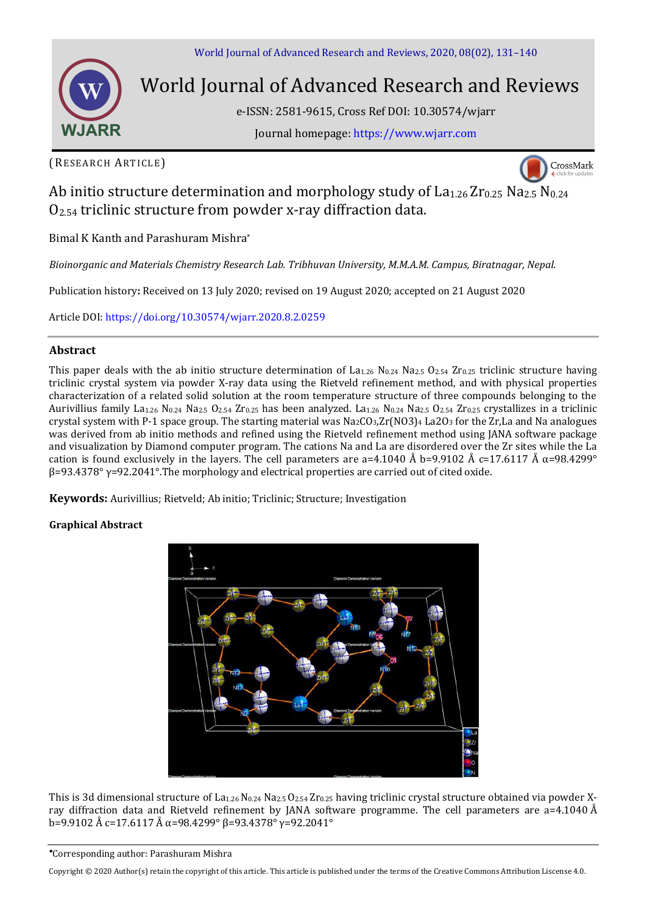(RESEARCH ARTICLE)

# Ab initio structure determination and morphology study of $La_{1.26}Zr_{0.25}Na_{2.5}N_{0.24}O_{2.54}$ triclinic structure from powder x-ray diffraction data.

Bimal K Kanth and Parashuram Mishra*

*Bioinorganic and Materials Chemistry Research Lab. Tribhuvan University, M.M.A.M. Campus, Biratnagar, Nepal.*

Publication history**:** Received on 13 July 2020; revised on 19 August 2020; accepted on 21 August 2020

Article DOI: https://doi.org/10.30574/wjarr.2020.8.2.0259

## Abstract

This paper deals with the ab initio structure determination of $La_{1.26}N_{0.24}Na_{2.5}O_{2.54}Zr_{0.25}$ triclinic structure having triclinic crystal system via powder X-ray data using the Rietveld refinement method, and with physical properties characterization of a related solid solution at the room temperature structure of three compounds belonging to the Aurivillius family $La_{1.26}N_{0.24}Na_{2.5}O_{2.54}Zr_{0.25}$ has been analyzed. $La_{1.26}N_{0.24}Na_{2.5}O_{2.54}Zr_{0.25}$ crystallizes in a triclinic crystal system with P-1 space group. The starting material was $Na_2CO_3$,$Zr(NO3)_4$ $La2O_3$ for the Zr,La and Na analogues was derived from ab initio methods and refined using the Rietveld refinement method using JANA software package and visualization by Diamond computer program. The cations Na and La are disordered over the Zr sites while the La cation is found exclusively in the layers. The cell parameters are a=4.1040 Å b=9.9102 Å c=17.6117 Å α=98.4299° β=93.4378° γ=92.2041°.The morphology and electrical properties are carried out of cited oxide.

**Keywords:** Aurivillius; Rietveld; Ab initio; Triclinic; Structure; Investigation

### Graphical Abstract

This is 3d dimensional structure of $La_{1.26}N_{0.24}Na_{2.5}O_{2.54}Zr_{0.25}$ having triclinic crystal structure obtained via powder X-ray diffraction data and Rietveld refinement by JANA software programme. The cell parameters are a=4.1040 Å b=9.9102 Å c=17.6117 Å α=98.4299° β=93.4378° γ=92.2041°

*Corresponding author: Parashuram Mishra

Copyright © 2020 Author(s) retain the copyright of this article. This article is published under the terms of the Creative Commons Attribution Liscense 4.0.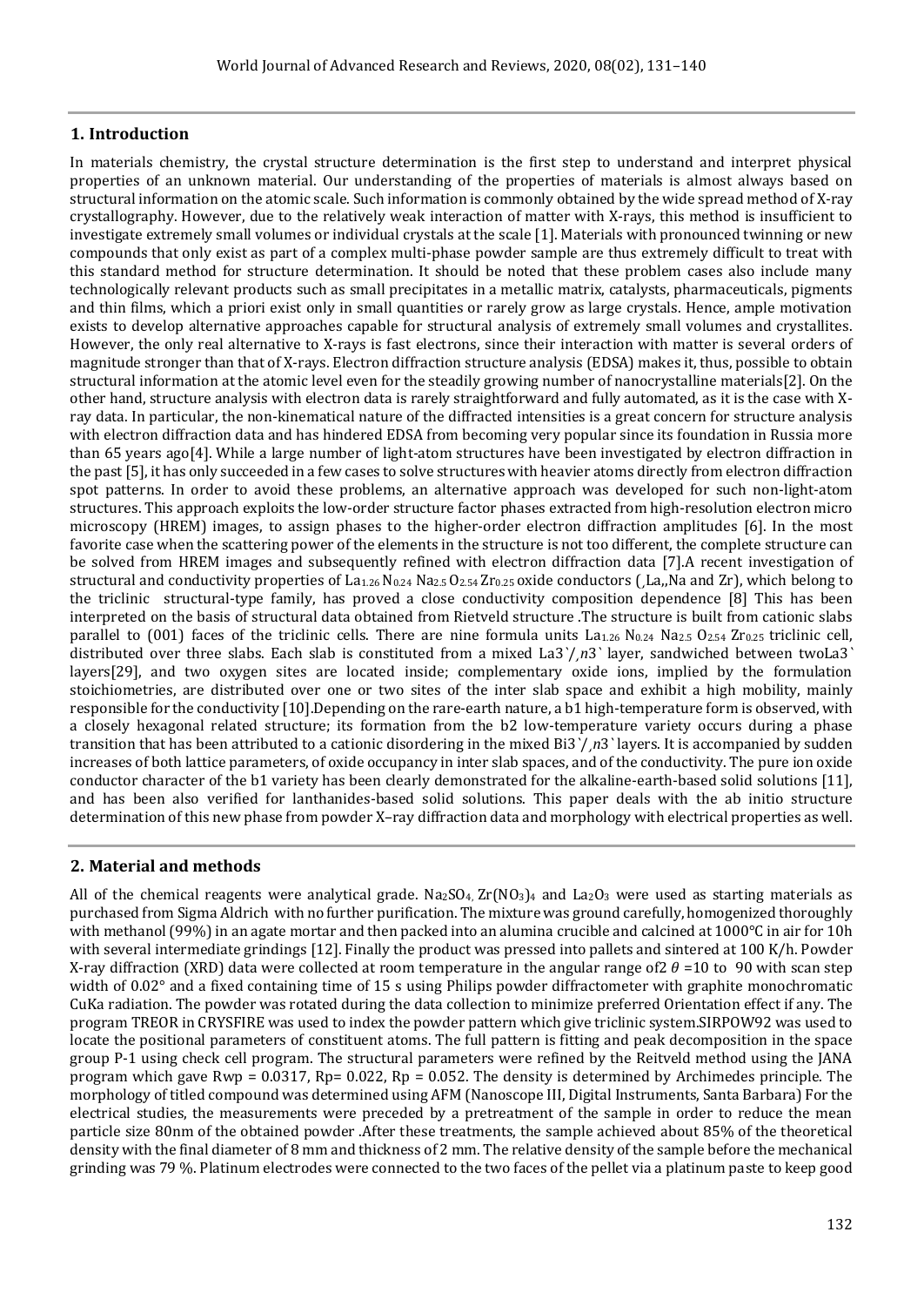## 1. Introduction

In materials chemistry, the crystal structure determination is the first step to understand and interpret physical properties of an unknown material. Our understanding of the properties of materials is almost always based on structural information on the atomic scale. Such information is commonly obtained by the wide spread method of X-ray crystallography. However, due to the relatively weak interaction of matter with X-rays, this method is insufficient to investigate extremely small volumes or individual crystals at the scale [1]. Materials with pronounced twinning or new compounds that only exist as part of a complex multi-phase powder sample are thus extremely difficult to treat with this standard method for structure determination. It should be noted that these problem cases also include many technologically relevant products such as small precipitates in a metallic matrix, catalysts, pharmaceuticals, pigments and thin films, which a priori exist only in small quantities or rarely grow as large crystals. Hence, ample motivation exists to develop alternative approaches capable for structural analysis of extremely small volumes and crystallites. However, the only real alternative to X-rays is fast electrons, since their interaction with matter is several orders of magnitude stronger than that of X-rays. Electron diffraction structure analysis (EDSA) makes it, thus, possible to obtain structural information at the atomic level even for the steadily growing number of nanocrystalline materials[2]. On the other hand, structure analysis with electron data is rarely straightforward and fully automated, as it is the case with X-ray data. In particular, the non-kinematical nature of the diffracted intensities is a great concern for structure analysis with electron diffraction data and has hindered EDSA from becoming very popular since its foundation in Russia more than 65 years ago[4]. While a large number of light-atom structures have been investigated by electron diffraction in the past [5], it has only succeeded in a few cases to solve structures with heavier atoms directly from electron diffraction spot patterns. In order to avoid these problems, an alternative approach was developed for such non-light-atom structures. This approach exploits the low-order structure factor phases extracted from high-resolution electron micro microscopy (HREM) images, to assign phases to the higher-order electron diffraction amplitudes [6]. In the most favorite case when the scattering power of the elements in the structure is not too different, the complete structure can be solved from HREM images and subsequently refined with electron diffraction data [7].A recent investigation of structural and conductivity properties of $La_{1.26}\,N_{0.24}\,Na_{2.5}\,O_{2.54}\,Zr_{0.25}$ oxide conductors (¸La,,Na and Zr), which belong to the triclinic structural-type family, has proved a close conductivity composition dependence [8] This has been interpreted on the basis of structural data obtained from Rietveld structure .The structure is built from cationic slabs parallel to (001) faces of the triclinic cells. There are nine formula units $La_{1.26}\,N_{0.24}\,Na_{2.5}\,O_{2.54}\,Zr_{0.25}$ triclinic cell, distributed over three slabs. Each slab is constituted from a mixed La3`/¸*n*3` layer, sandwiched between twoLa3` layers[29], and two oxygen sites are located inside; complementary oxide ions, implied by the formulation stoichiometries, are distributed over one or two sites of the inter slab space and exhibit a high mobility, mainly responsible for the conductivity [10].Depending on the rare-earth nature, a b1 high-temperature form is observed, with a closely hexagonal related structure; its formation from the b2 low-temperature variety occurs during a phase transition that has been attributed to a cationic disordering in the mixed Bi3`/¸*n*3` layers. It is accompanied by sudden increases of both lattice parameters, of oxide occupancy in inter slab spaces, and of the conductivity. The pure ion oxide conductor character of the b1 variety has been clearly demonstrated for the alkaline-earth-based solid solutions [11], and has been also verified for lanthanides-based solid solutions. This paper deals with the ab initio structure determination of this new phase from powder X–ray diffraction data and morphology with electrical properties as well.

## 2. Material and methods

All of the chemical reagents were analytical grade. $Na_2SO_4$, $Zr(NO_3)_4$ and $La_2O_3$ were used as starting materials as purchased from Sigma Aldrich with no further purification. The mixture was ground carefully, homogenized thoroughly with methanol (99%) in an agate mortar and then packed into an alumina crucible and calcined at 1000°C in air for 10h with several intermediate grindings [12]. Finally the product was pressed into pallets and sintered at 100 K/h. Powder X-ray diffraction (XRD) data were collected at room temperature in the angular range of $2\theta$ =10 to 90 with scan step width of 0.02° and a fixed containing time of 15 s using Philips powder diffractometer with graphite monochromatic CuKa radiation. The powder was rotated during the data collection to minimize preferred Orientation effect if any. The program TREOR in CRYSFIRE was used to index the powder pattern which give triclinic system.SIRPOW92 was used to locate the positional parameters of constituent atoms. The full pattern is fitting and peak decomposition in the space group P-1 using check cell program. The structural parameters were refined by the Reitveld method using the JANA program which gave Rwp = 0.0317, Rp= 0.022, Rp = 0.052. The density is determined by Archimedes principle. The morphology of titled compound was determined using AFM (Nanoscope III, Digital Instruments, Santa Barbara) For the electrical studies, the measurements were preceded by a pretreatment of the sample in order to reduce the mean particle size 80nm of the obtained powder .After these treatments, the sample achieved about 85% of the theoretical density with the final diameter of 8 mm and thickness of 2 mm. The relative density of the sample before the mechanical grinding was 79 %. Platinum electrodes were connected to the two faces of the pellet via a platinum paste to keep good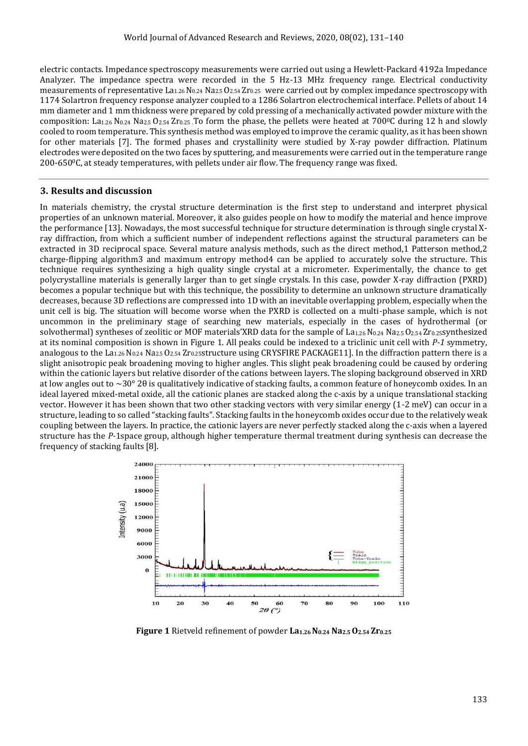electric contacts. Impedance spectroscopy measurements were carried out using a Hewlett-Packard 4192a Impedance Analyzer. The impedance spectra were recorded in the 5 Hz-13 MHz frequency range. Electrical conductivity measurements of representative $La_{1.26} N_{0.24} Na_{2.5} O_{2.54} Zr_{0.25}$ were carried out by complex impedance spectroscopy with 1174 Solartron frequency response analyzer coupled to a 1286 Solartron electrochemical interface. Pellets of about 14 mm diameter and 1 mm thickness were prepared by cold pressing of a mechanically activated powder mixture with the composition: $La_{1.26} N_{0.24} Na_{2.5} O_{2.54} Zr_{0.25}$ .To form the phase, the pellets were heated at 700$^0$C during 12 h and slowly cooled to room temperature. This synthesis method was employed to improve the ceramic quality, as it has been shown for other materials [7]. The formed phases and crystallinity were studied by X-ray powder diffraction. Platinum electrodes were deposited on the two faces by sputtering, and measurements were carried out in the temperature range 200-650$^0$C, at steady temperatures, with pellets under air flow. The frequency range was fixed.

## 3. Results and discussion

In materials chemistry, the crystal structure determination is the first step to understand and interpret physical properties of an unknown material. Moreover, it also guides people on how to modify the material and hence improve the performance [13]. Nowadays, the most successful technique for structure determination is through single crystal X-ray diffraction, from which a sufficient number of independent reflections against the structural parameters can be extracted in 3D reciprocal space. Several mature analysis methods, such as the direct method,1 Patterson method,2 charge-flipping algorithm3 and maximum entropy method4 can be applied to accurately solve the structure. This technique requires synthesizing a high quality single crystal at a micrometer. Experimentally, the chance to get polycrystalline materials is generally larger than to get single crystals. In this case, powder X-ray diffraction (PXRD) becomes a popular technique but with this technique, the possibility to determine an unknown structure dramatically decreases, because 3D reflections are compressed into 1D with an inevitable overlapping problem, especially when the unit cell is big. The situation will become worse when the PXRD is collected on a multi-phase sample, which is not uncommon in the preliminary stage of searching new materials, especially in the cases of hydrothermal (or solvothermal) syntheses of zeolitic or MOF materials'XRD data for the sample of $La_{1.26} N_{0.24} Na_{2.5} O_{2.54} Zr_{0.25}$synthesized at its nominal composition is shown in Figure 1. All peaks could be indexed to a triclinic unit cell with *P-1* symmetry, analogous to the $La_{1.26} N_{0.24} Na_{2.5} O_{2.54} Zr_{0.25}$structure using CRYSFIRE PACKAGE11]. In the diffraction pattern there is a slight anisotropic peak broadening moving to higher angles. This slight peak broadening could be caused by ordering within the cationic layers but relative disorder of the cations between layers. The sloping background observed in XRD at low angles out to ~30° 2θ is qualitatively indicative of stacking faults, a common feature of honeycomb oxides. In an ideal layered mixed-metal oxide, all the cationic planes are stacked along the c-axis by a unique translational stacking vector. However it has been shown that two other stacking vectors with very similar energy (1-2 meV) can occur in a structure, leading to so called "stacking faults". Stacking faults in the honeycomb oxides occur due to the relatively weak coupling between the layers. In practice, the cationic layers are never perfectly stacked along the c-axis when a layered structure has the *P*-1space group, although higher temperature thermal treatment during synthesis can decrease the frequency of stacking faults [8].

**Figure 1** Rietveld refinement of powder $\mathbf{La_{1.26} N_{0.24} Na_{2.5} O_{2.54} Zr_{0.25}}$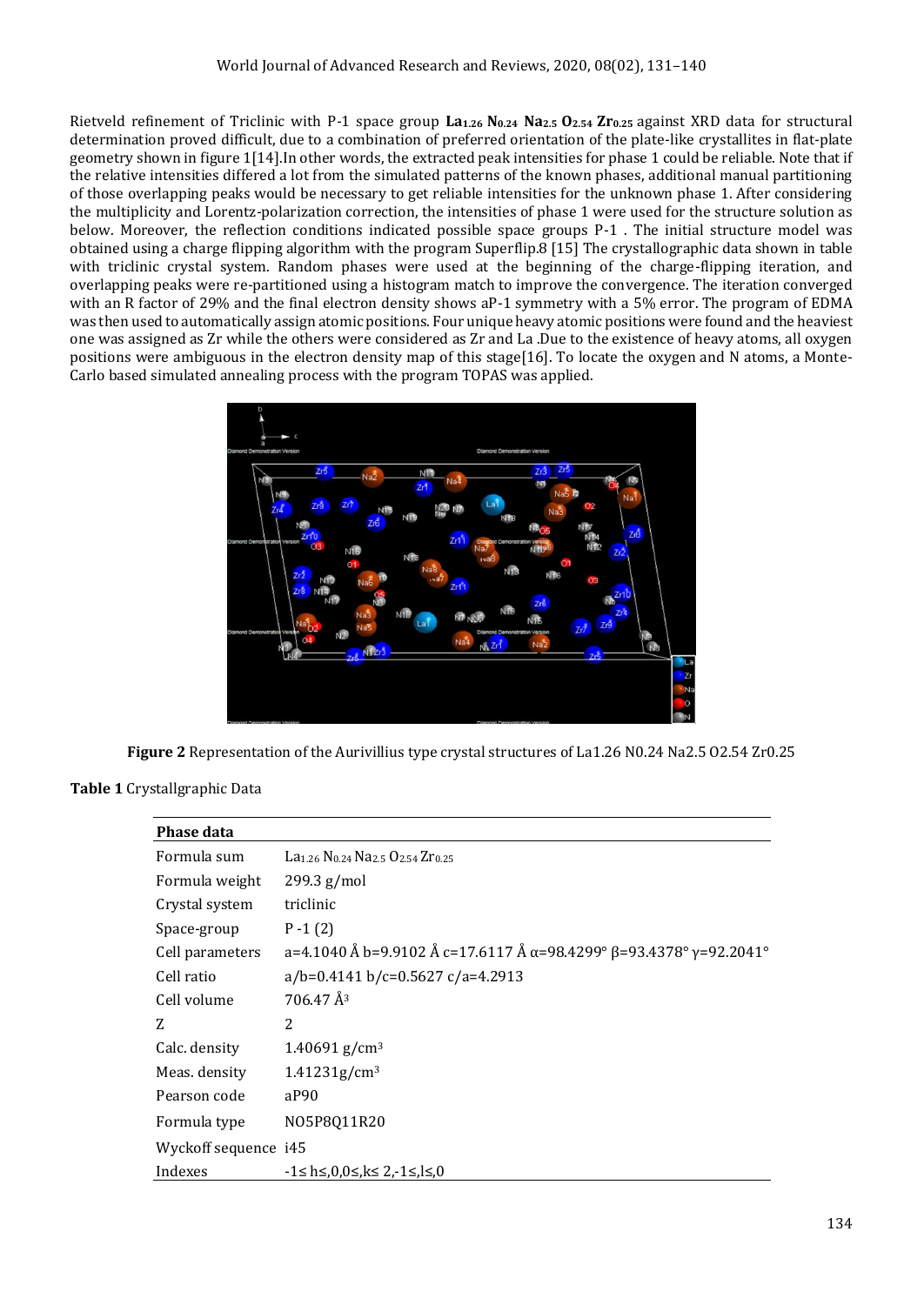Rietveld refinement of Triclinic with P-1 space group **$La_{1.26}$ $N_{0.24}$ $Na_{2.5}$ $O_{2.54}$ $Zr_{0.25}$** against XRD data for structural determination proved difficult, due to a combination of preferred orientation of the plate-like crystallites in flat-plate geometry shown in figure 1[14].In other words, the extracted peak intensities for phase 1 could be reliable. Note that if the relative intensities differed a lot from the simulated patterns of the known phases, additional manual partitioning of those overlapping peaks would be necessary to get reliable intensities for the unknown phase 1. After considering the multiplicity and Lorentz-polarization correction, the intensities of phase 1 were used for the structure solution as below. Moreover, the reflection conditions indicated possible space groups P-1 . The initial structure model was obtained using a charge flipping algorithm with the program Superflip.8 [15] The crystallographic data shown in table with triclinic crystal system. Random phases were used at the beginning of the charge-flipping iteration, and overlapping peaks were re-partitioned using a histogram match to improve the convergence. The iteration converged with an R factor of 29% and the final electron density shows aP-1 symmetry with a 5% error. The program of EDMA was then used to automatically assign atomic positions. Four unique heavy atomic positions were found and the heaviest one was assigned as Zr while the others were considered as Zr and La .Due to the existence of heavy atoms, all oxygen positions were ambiguous in the electron density map of this stage[16]. To locate the oxygen and N atoms, a Monte-Carlo based simulated annealing process with the program TOPAS was applied.

**Figure 2** Representation of the Aurivillius type crystal structures of La1.26 N0.24 Na2.5 O2.54 Zr0.25

**Table 1** Crystallgraphic Data

| Phase data | |
|---|---|
| Formula sum | $La_{1.26}$ $N_{0.24}$ $Na_{2.5}$ $O_{2.54}$ $Zr_{0.25}$ |
| Formula weight | 299.3 g/mol |
| Crystal system | triclinic |
| Space-group | P -1 (2) |
| Cell parameters | a=4.1040 Å b=9.9102 Å c=17.6117 Å α=98.4299° β=93.4378° γ=92.2041° |
| Cell ratio | a/b=0.4141 b/c=0.5627 c/a=4.2913 |
| Cell volume | 706.47 $Å^3$ |
| Z | 2 |
| Calc. density | 1.40691 $g/cm^3$ |
| Meas. density | 1.41231$g/cm^3$ |
| Pearson code | aP90 |
| Formula type | NO5P8Q11R20 |
| Wyckoff sequence | i45 |
| Indexes | -1≤ h≤,0,0≤,k≤ 2,-1≤,l≤,0 |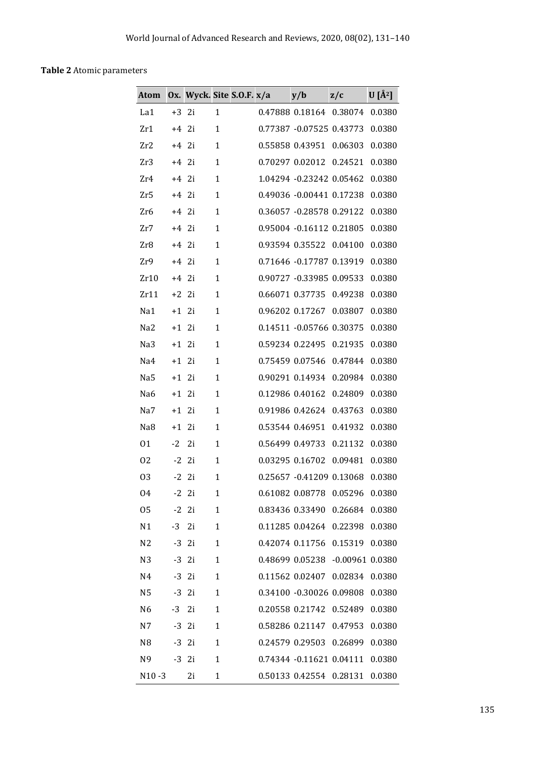**Table 2** Atomic parameters

| Atom | Ox. | Wyck. | Site | S.O.F. | x/a | y/b | z/c | U [Å²] |
|---|---|---|---|---|---|---|---|---|
| La1 | +3 | 2i | 1 | | 0.47888 | 0.18164 | 0.38074 | 0.0380 |
| Zr1 | +4 | 2i | 1 | | 0.77387 | -0.07525 | 0.43773 | 0.0380 |
| Zr2 | +4 | 2i | 1 | | 0.55858 | 0.43951 | 0.06303 | 0.0380 |
| Zr3 | +4 | 2i | 1 | | 0.70297 | 0.02012 | 0.24521 | 0.0380 |
| Zr4 | +4 | 2i | 1 | | 1.04294 | -0.23242 | 0.05462 | 0.0380 |
| Zr5 | +4 | 2i | 1 | | 0.49036 | -0.00441 | 0.17238 | 0.0380 |
| Zr6 | +4 | 2i | 1 | | 0.36057 | -0.28578 | 0.29122 | 0.0380 |
| Zr7 | +4 | 2i | 1 | | 0.95004 | -0.16112 | 0.21805 | 0.0380 |
| Zr8 | +4 | 2i | 1 | | 0.93594 | 0.35522 | 0.04100 | 0.0380 |
| Zr9 | +4 | 2i | 1 | | 0.71646 | -0.17787 | 0.13919 | 0.0380 |
| Zr10 | +4 | 2i | 1 | | 0.90727 | -0.33985 | 0.09533 | 0.0380 |
| Zr11 | +2 | 2i | 1 | | 0.66071 | 0.37735 | 0.49238 | 0.0380 |
| Na1 | +1 | 2i | 1 | | 0.96202 | 0.17267 | 0.03807 | 0.0380 |
| Na2 | +1 | 2i | 1 | | 0.14511 | -0.05766 | 0.30375 | 0.0380 |
| Na3 | +1 | 2i | 1 | | 0.59234 | 0.22495 | 0.21935 | 0.0380 |
| Na4 | +1 | 2i | 1 | | 0.75459 | 0.07546 | 0.47844 | 0.0380 |
| Na5 | +1 | 2i | 1 | | 0.90291 | 0.14934 | 0.20984 | 0.0380 |
| Na6 | +1 | 2i | 1 | | 0.12986 | 0.40162 | 0.24809 | 0.0380 |
| Na7 | +1 | 2i | 1 | | 0.91986 | 0.42624 | 0.43763 | 0.0380 |
| Na8 | +1 | 2i | 1 | | 0.53544 | 0.46951 | 0.41932 | 0.0380 |
| O1 | -2 | 2i | 1 | | 0.56499 | 0.49733 | 0.21132 | 0.0380 |
| O2 | -2 | 2i | 1 | | 0.03295 | 0.16702 | 0.09481 | 0.0380 |
| O3 | -2 | 2i | 1 | | 0.25657 | -0.41209 | 0.13068 | 0.0380 |
| O4 | -2 | 2i | 1 | | 0.61082 | 0.08778 | 0.05296 | 0.0380 |
| O5 | -2 | 2i | 1 | | 0.83436 | 0.33490 | 0.26684 | 0.0380 |
| N1 | -3 | 2i | 1 | | 0.11285 | 0.04264 | 0.22398 | 0.0380 |
| N2 | -3 | 2i | 1 | | 0.42074 | 0.11756 | 0.15319 | 0.0380 |
| N3 | -3 | 2i | 1 | | 0.48699 | 0.05238 | -0.00961 | 0.0380 |
| N4 | -3 | 2i | 1 | | 0.11562 | 0.02407 | 0.02834 | 0.0380 |
| N5 | -3 | 2i | 1 | | 0.34100 | -0.30026 | 0.09808 | 0.0380 |
| N6 | -3 | 2i | 1 | | 0.20558 | 0.21742 | 0.52489 | 0.0380 |
| N7 | -3 | 2i | 1 | | 0.58286 | 0.21147 | 0.47953 | 0.0380 |
| N8 | -3 | 2i | 1 | | 0.24579 | 0.29503 | 0.26899 | 0.0380 |
| N9 | -3 | 2i | 1 | | 0.74344 | -0.11621 | 0.04111 | 0.0380 |
| N10 | -3 | 2i | 1 | | 0.50133 | 0.42554 | 0.28131 | 0.0380 |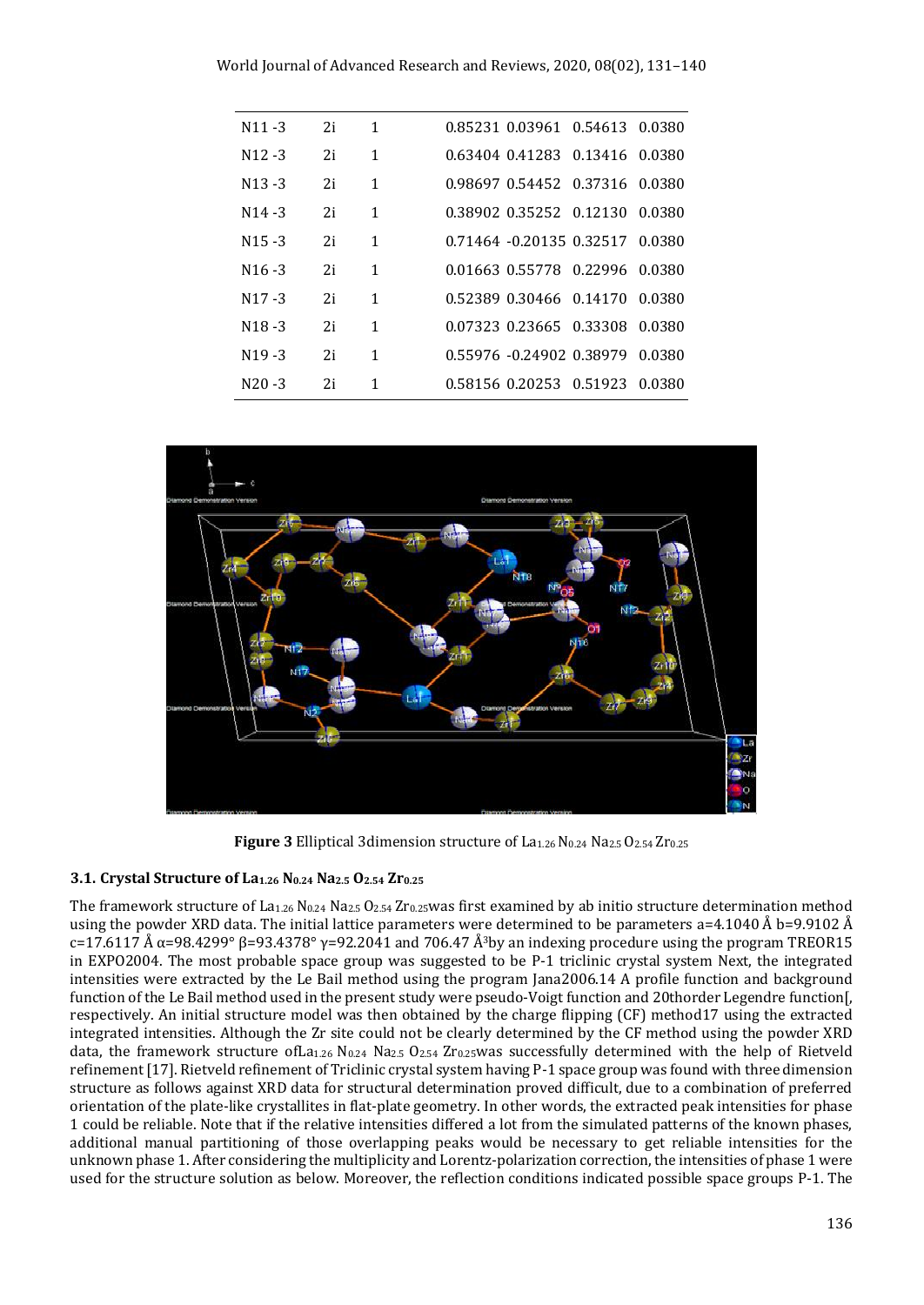| | | | | | | |
|---|---|---|---|---|---|---|
| N11 -3 | 2i | 1 | 0.85231 | 0.03961 | 0.54613 | 0.0380 |
| N12 -3 | 2i | 1 | 0.63404 | 0.41283 | 0.13416 | 0.0380 |
| N13 -3 | 2i | 1 | 0.98697 | 0.54452 | 0.37316 | 0.0380 |
| N14 -3 | 2i | 1 | 0.38902 | 0.35252 | 0.12130 | 0.0380 |
| N15 -3 | 2i | 1 | 0.71464 | -0.20135 | 0.32517 | 0.0380 |
| N16 -3 | 2i | 1 | 0.01663 | 0.55778 | 0.22996 | 0.0380 |
| N17 -3 | 2i | 1 | 0.52389 | 0.30466 | 0.14170 | 0.0380 |
| N18 -3 | 2i | 1 | 0.07323 | 0.23665 | 0.33308 | 0.0380 |
| N19 -3 | 2i | 1 | 0.55976 | -0.24902 | 0.38979 | 0.0380 |
| N20 -3 | 2i | 1 | 0.58156 | 0.20253 | 0.51923 | 0.0380 |

**Figure 3** Elliptical 3dimension structure of $La_{1.26}N_{0.24}Na_{2.5}O_{2.54}Zr_{0.25}$

### 3.1. Crystal Structure of $La_{1.26}N_{0.24}Na_{2.5}O_{2.54}Zr_{0.25}$

The framework structure of $La_{1.26}N_{0.24}Na_{2.5}O_{2.54}Zr_{0.25}$was first examined by ab initio structure determination method using the powder XRD data. The initial lattice parameters were determined to be parameters a=4.1040 Å b=9.9102 Å c=17.6117 Å α=98.4299° β=93.4378° γ=92.2041 and 706.47 Å$^3$by an indexing procedure using the program TREOR15 in EXPO2004. The most probable space group was suggested to be P-1 triclinic crystal system Next, the integrated intensities were extracted by the Le Bail method using the program Jana2006.14 A profile function and background function of the Le Bail method used in the present study were pseudo-Voigt function and 20thorder Legendre function[, respectively. An initial structure model was then obtained by the charge flipping (CF) method17 using the extracted integrated intensities. Although the Zr site could not be clearly determined by the CF method using the powder XRD data, the framework structure of$La_{1.26}N_{0.24}Na_{2.5}O_{2.54}Zr_{0.25}$was successfully determined with the help of Rietveld refinement [17]. Rietveld refinement of Triclinic crystal system having P-1 space group was found with three dimension structure as follows against XRD data for structural determination proved difficult, due to a combination of preferred orientation of the plate-like crystallites in flat-plate geometry. In other words, the extracted peak intensities for phase 1 could be reliable. Note that if the relative intensities differed a lot from the simulated patterns of the known phases, additional manual partitioning of those overlapping peaks would be necessary to get reliable intensities for the unknown phase 1. After considering the multiplicity and Lorentz-polarization correction, the intensities of phase 1 were used for the structure solution as below. Moreover, the reflection conditions indicated possible space groups P-1. The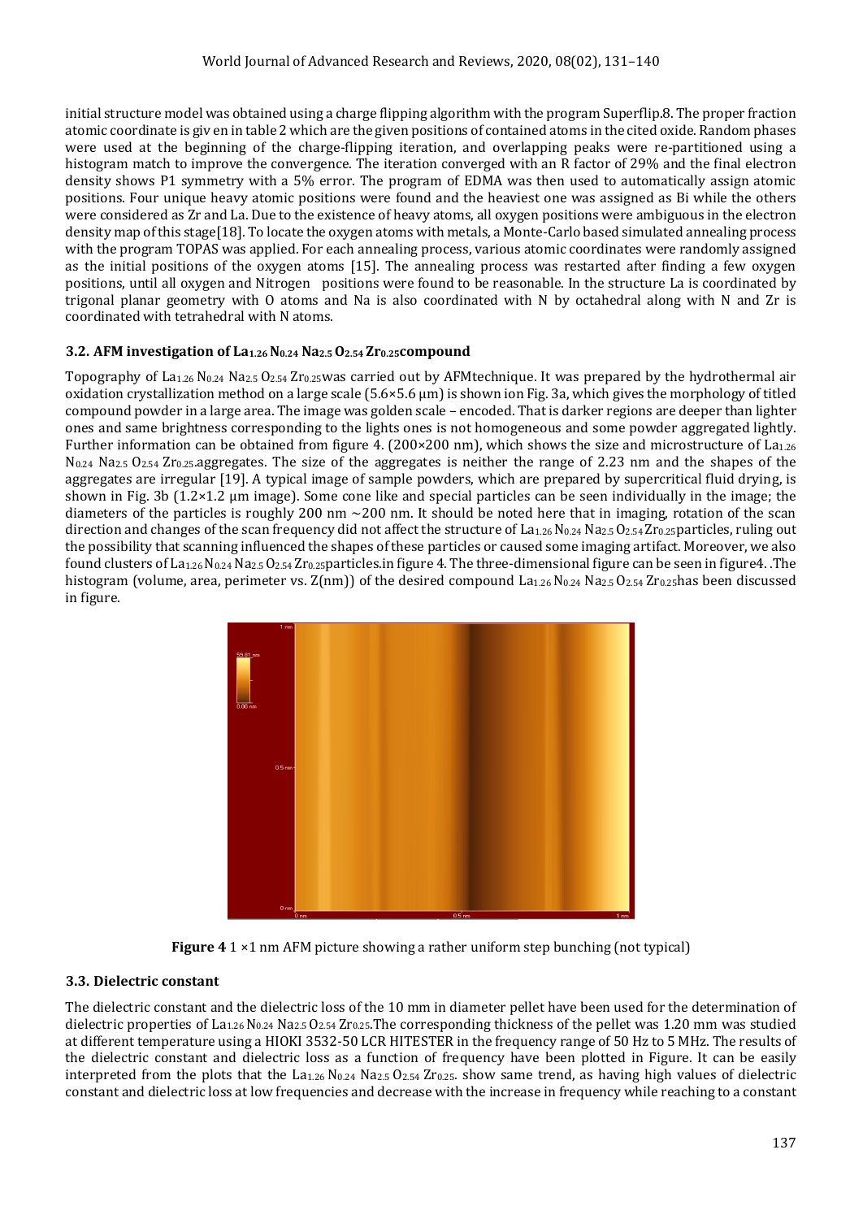initial structure model was obtained using a charge flipping algorithm with the program Superflip.8. The proper fraction atomic coordinate is giv en in table 2 which are the given positions of contained atoms in the cited oxide. Random phases were used at the beginning of the charge-flipping iteration, and overlapping peaks were re-partitioned using a histogram match to improve the convergence. The iteration converged with an R factor of 29% and the final electron density shows P1 symmetry with a 5% error. The program of EDMA was then used to automatically assign atomic positions. Four unique heavy atomic positions were found and the heaviest one was assigned as Bi while the others were considered as Zr and La. Due to the existence of heavy atoms, all oxygen positions were ambiguous in the electron density map of this stage[18]. To locate the oxygen atoms with metals, a Monte-Carlo based simulated annealing process with the program TOPAS was applied. For each annealing process, various atomic coordinates were randomly assigned as the initial positions of the oxygen atoms [15]. The annealing process was restarted after finding a few oxygen positions, until all oxygen and Nitrogen positions were found to be reasonable. In the structure La is coordinated by trigonal planar geometry with O atoms and Na is also coordinated with N by octahedral along with N and Zr is coordinated with tetrahedral with N atoms.

### 3.2. AFM investigation of $La_{1.26}$ $N_{0.24}$ $Na_{2.5}$ $O_{2.54}$ $Zr_{0.25}$compound

Topography of $La_{1.26}$ $N_{0.24}$ $Na_{2.5}$ $O_{2.54}$ $Zr_{0.25}$was carried out by AFMtechnique. It was prepared by the hydrothermal air oxidation crystallization method on a large scale (5.6×5.6 μm) is shown ion Fig. 3a, which gives the morphology of titled compound powder in a large area. The image was golden scale – encoded. That is darker regions are deeper than lighter ones and same brightness corresponding to the lights ones is not homogeneous and some powder aggregated lightly. Further information can be obtained from figure 4. (200×200 nm), which shows the size and microstructure of $La_{1.26}$ $N_{0.24}$ $Na_{2.5}$ $O_{2.54}$ $Zr_{0.25}$.aggregates. The size of the aggregates is neither the range of 2.23 nm and the shapes of the aggregates are irregular [19]. A typical image of sample powders, which are prepared by supercritical fluid drying, is shown in Fig. 3b (1.2×1.2 μm image). Some cone like and special particles can be seen individually in the image; the diameters of the particles is roughly 200 nm ~200 nm. It should be noted here that in imaging, rotation of the scan direction and changes of the scan frequency did not affect the structure of $La_{1.26}$ $N_{0.24}$ $Na_{2.5}$ $O_{2.54}$ $Zr_{0.25}$particles, ruling out the possibility that scanning influenced the shapes of these particles or caused some imaging artifact. Moreover, we also found clusters of $La_{1.26}$ $N_{0.24}$ $Na_{2.5}$ $O_{2.54}$ $Zr_{0.25}$particles.in figure 4. The three-dimensional figure can be seen in figure4. .The histogram (volume, area, perimeter vs. Z(nm)) of the desired compound $La_{1.26}$ $N_{0.24}$ $Na_{2.5}$ $O_{2.54}$ $Zr_{0.25}$has been discussed in figure.

**Figure 4** 1 ×1 nm AFM picture showing a rather uniform step bunching (not typical)

### 3.3. Dielectric constant

The dielectric constant and the dielectric loss of the 10 mm in diameter pellet have been used for the determination of dielectric properties of $La_{1.26}$ $N_{0.24}$ $Na_{2.5}$ $O_{2.54}$ $Zr_{0.25}$.The corresponding thickness of the pellet was 1.20 mm was studied at different temperature using a HIOKI 3532-50 LCR HITESTER in the frequency range of 50 Hz to 5 MHz. The results of the dielectric constant and dielectric loss as a function of frequency have been plotted in Figure. It can be easily interpreted from the plots that the $La_{1.26}$ $N_{0.24}$ $Na_{2.5}$ $O_{2.54}$ $Zr_{0.25}$. show same trend, as having high values of dielectric constant and dielectric loss at low frequencies and decrease with the increase in frequency while reaching to a constant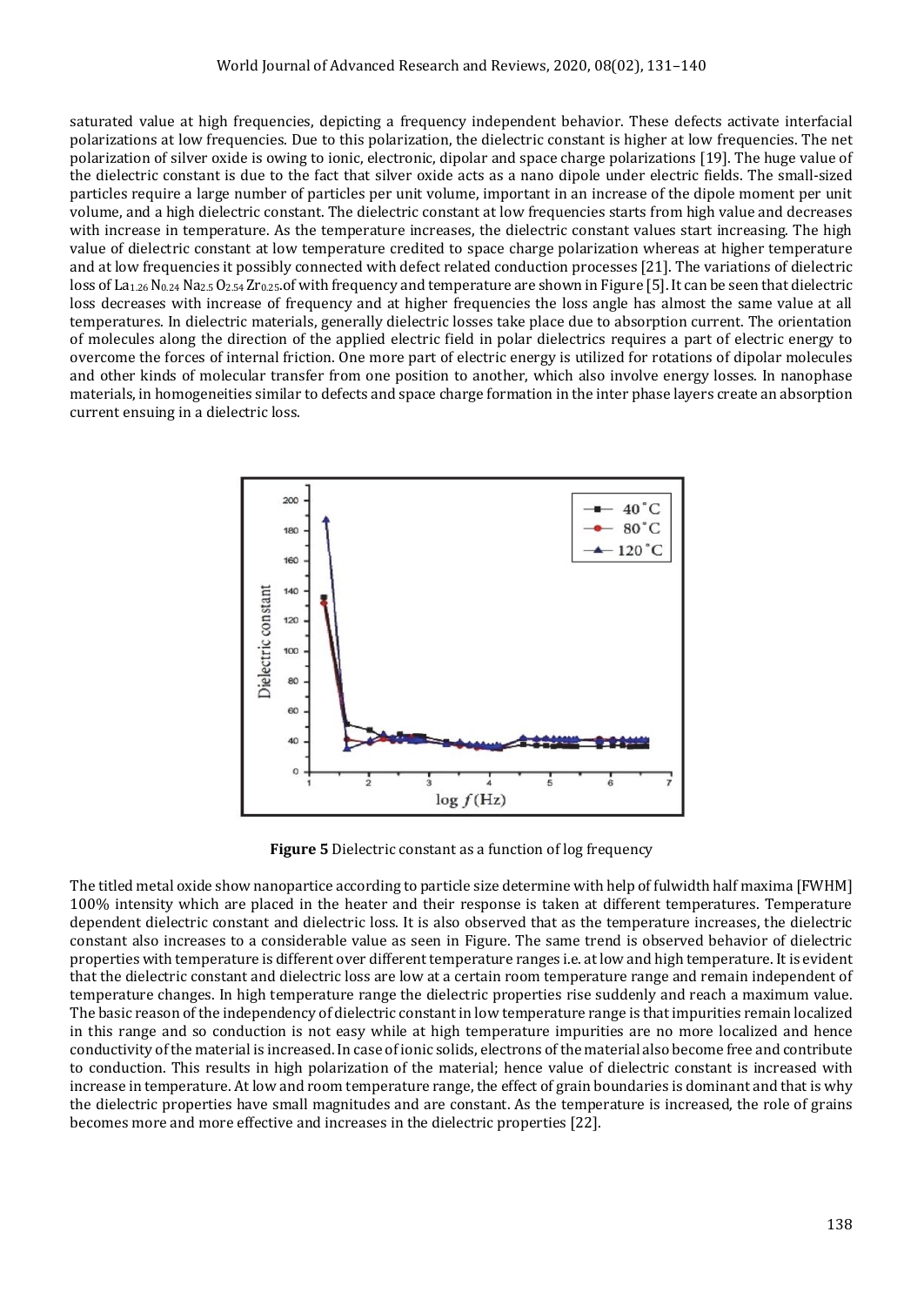saturated value at high frequencies, depicting a frequency independent behavior. These defects activate interfacial polarizations at low frequencies. Due to this polarization, the dielectric constant is higher at low frequencies. The net polarization of silver oxide is owing to ionic, electronic, dipolar and space charge polarizations [19]. The huge value of the dielectric constant is due to the fact that silver oxide acts as a nano dipole under electric fields. The small-sized particles require a large number of particles per unit volume, important in an increase of the dipole moment per unit volume, and a high dielectric constant. The dielectric constant at low frequencies starts from high value and decreases with increase in temperature. As the temperature increases, the dielectric constant values start increasing. The high value of dielectric constant at low temperature credited to space charge polarization whereas at higher temperature and at low frequencies it possibly connected with defect related conduction processes [21]. The variations of dielectric loss of $La_{1.26} N_{0.24} Na_{2.5} O_{2.54} Zr_{0.25}$.of with frequency and temperature are shown in Figure [5]. It can be seen that dielectric loss decreases with increase of frequency and at higher frequencies the loss angle has almost the same value at all temperatures. In dielectric materials, generally dielectric losses take place due to absorption current. The orientation of molecules along the direction of the applied electric field in polar dielectrics requires a part of electric energy to overcome the forces of internal friction. One more part of electric energy is utilized for rotations of dipolar molecules and other kinds of molecular transfer from one position to another, which also involve energy losses. In nanophase materials, in homogeneities similar to defects and space charge formation in the inter phase layers create an absorption current ensuing in a dielectric loss.

**Figure 5** Dielectric constant as a function of log frequency

The titled metal oxide show nanopartice according to particle size determine with help of fulwidth half maxima [FWHM] 100% intensity which are placed in the heater and their response is taken at different temperatures. Temperature dependent dielectric constant and dielectric loss. It is also observed that as the temperature increases, the dielectric constant also increases to a considerable value as seen in Figure. The same trend is observed behavior of dielectric properties with temperature is different over different temperature ranges i.e. at low and high temperature. It is evident that the dielectric constant and dielectric loss are low at a certain room temperature range and remain independent of temperature changes. In high temperature range the dielectric properties rise suddenly and reach a maximum value. The basic reason of the independency of dielectric constant in low temperature range is that impurities remain localized in this range and so conduction is not easy while at high temperature impurities are no more localized and hence conductivity of the material is increased. In case of ionic solids, electrons of the material also become free and contribute to conduction. This results in high polarization of the material; hence value of dielectric constant is increased with increase in temperature. At low and room temperature range, the effect of grain boundaries is dominant and that is why the dielectric properties have small magnitudes and are constant. As the temperature is increased, the role of grains becomes more and more effective and increases in the dielectric properties [22].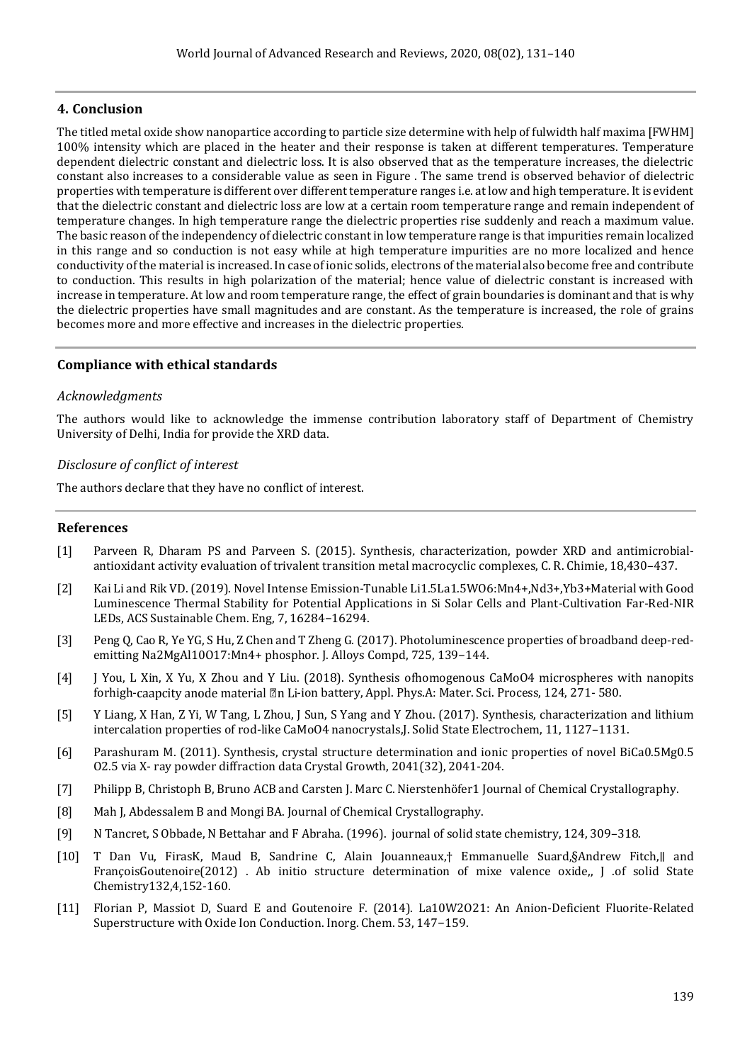## 4. Conclusion

The titled metal oxide show nanopartice according to particle size determine with help of fulwidth half maxima [FWHM] 100% intensity which are placed in the heater and their response is taken at different temperatures. Temperature dependent dielectric constant and dielectric loss. It is also observed that as the temperature increases, the dielectric constant also increases to a considerable value as seen in Figure . The same trend is observed behavior of dielectric properties with temperature is different over different temperature ranges i.e. at low and high temperature. It is evident that the dielectric constant and dielectric loss are low at a certain room temperature range and remain independent of temperature changes. In high temperature range the dielectric properties rise suddenly and reach a maximum value. The basic reason of the independency of dielectric constant in low temperature range is that impurities remain localized in this range and so conduction is not easy while at high temperature impurities are no more localized and hence conductivity of the material is increased. In case of ionic solids, electrons of the material also become free and contribute to conduction. This results in high polarization of the material; hence value of dielectric constant is increased with increase in temperature. At low and room temperature range, the effect of grain boundaries is dominant and that is why the dielectric properties have small magnitudes and are constant. As the temperature is increased, the role of grains becomes more and more effective and increases in the dielectric properties.

## Compliance with ethical standards

### *Acknowledgments*

The authors would like to acknowledge the immense contribution laboratory staff of Department of Chemistry University of Delhi, India for provide the XRD data.

### *Disclosure of conflict of interest*

The authors declare that they have no conflict of interest.

## References

[1] Parveen R, Dharam PS and Parveen S. (2015). Synthesis, characterization, powder XRD and antimicrobial-antioxidant activity evaluation of trivalent transition metal macrocyclic complexes, C. R. Chimie, 18,430–437.

[2] Kai Li and Rik VD. (2019). Novel Intense Emission-Tunable Li1.5La1.5WO6:Mn4+,Nd3+,Yb3+Material with Good Luminescence Thermal Stability for Potential Applications in Si Solar Cells and Plant-Cultivation Far-Red-NIR LEDs, ACS Sustainable Chem. Eng, 7, 16284−16294.

[3] Peng Q, Cao R, Ye YG, S Hu, Z Chen and T Zheng G. (2017). Photoluminescence properties of broadband deep-red-emitting Na2MgAl10O17:Mn4+ phosphor. J. Alloys Compd, 725, 139−144.

[4] J You, L Xin, X Yu, X Zhou and Y Liu. (2018). Synthesis ofhomogenous CaMoO4 microspheres with nanopits forhigh-caapcity anode material �n Li-ion battery, Appl. Phys.A: Mater. Sci. Process, 124, 271- 580.

[5] Y Liang, X Han, Z Yi, W Tang, L Zhou, J Sun, S Yang and Y Zhou. (2017). Synthesis, characterization and lithium intercalation properties of rod-like CaMoO4 nanocrystals,J. Solid State Electrochem, 11, 1127–1131.

[6] Parashuram M. (2011). Synthesis, crystal structure determination and ionic properties of novel BiCa0.5Mg0.5 O2.5 via X- ray powder diffraction data Crystal Growth, 2041(32), 2041-204.

[7] Philipp B, Christoph B, Bruno ACB and Carsten J. Marc C. Nierstenhöfer1 Journal of Chemical Crystallography.

[8] Mah J, Abdessalem B and Mongi BA. Journal of Chemical Crystallography.

[9] N Tancret, S Obbade, N Bettahar and F Abraha. (1996). journal of solid state chemistry, 124, 309–318.

[10] T Dan Vu, FirasK, Maud B, Sandrine C, Alain Jouanneaux,† Emmanuelle Suard,§Andrew Fitch,∥ and FrançoisGoutenoire(2012) . Ab initio structure determination of mixe valence oxide,, J .of solid State Chemistry132,4,152-160.

[11] Florian P, Massiot D, Suard E and Goutenoire F. (2014). La10W2O21: An Anion-Deficient Fluorite-Related Superstructure with Oxide Ion Conduction. Inorg. Chem. 53, 147−159.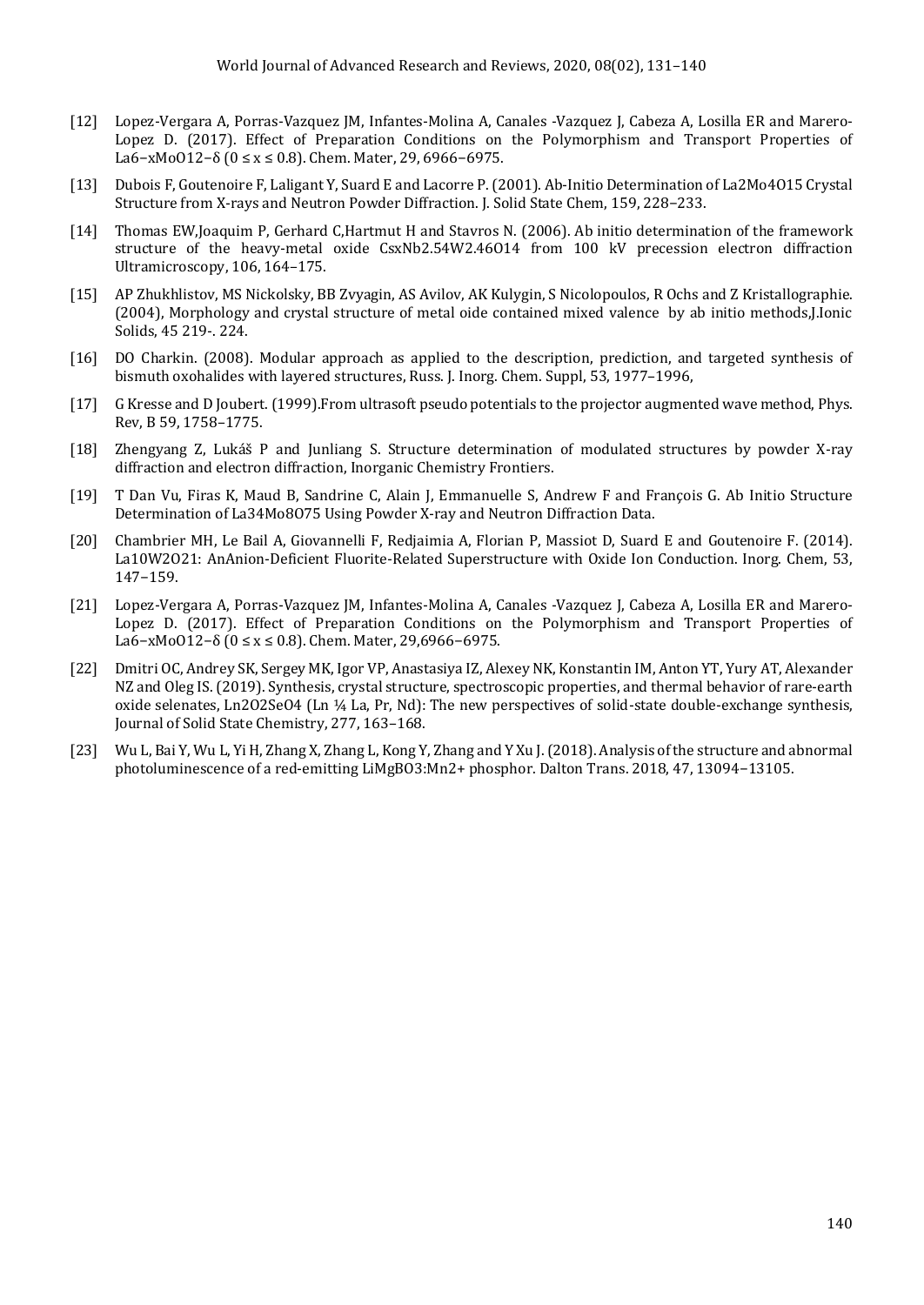[12] Lopez-Vergara A, Porras-Vazquez JM, Infantes-Molina A, Canales -Vazquez J, Cabeza A, Losilla ER and Marero-Lopez D. (2017). Effect of Preparation Conditions on the Polymorphism and Transport Properties of $La_{6-x}MoO_{12-\delta}$ ($0 \leq x \leq 0.8$). Chem. Mater, 29, 6966–6975.

[13] Dubois F, Goutenoire F, Laligant Y, Suard E and Lacorre P. (2001). Ab-Initio Determination of $La_2Mo_4O_{15}$ Crystal Structure from X-rays and Neutron Powder Diffraction. J. Solid State Chem, 159, 228–233.

[14] Thomas EW,Joaquim P, Gerhard C,Hartmut H and Stavros N. (2006). Ab initio determination of the framework structure of the heavy-metal oxide $Cs_xNb_{2.54}W_{2.46}O_{14}$ from 100 kV precession electron diffraction Ultramicroscopy, 106, 164–175.

[15] AP Zhukhlistov, MS Nickolsky, BB Zvyagin, AS Avilov, AK Kulygin, S Nicolopoulos, R Ochs and Z Kristallographie. (2004), Morphology and crystal structure of metal oide contained mixed valence by ab initio methods,J.Ionic Solids, 45 219-. 224.

[16] DO Charkin. (2008). Modular approach as applied to the description, prediction, and targeted synthesis of bismuth oxohalides with layered structures, Russ. J. Inorg. Chem. Suppl, 53, 1977–1996,

[17] G Kresse and D Joubert. (1999).From ultrasoft pseudo potentials to the projector augmented wave method, Phys. Rev, B 59, 1758–1775.

[18] Zhengyang Z, Lukáš P and Junliang S. Structure determination of modulated structures by powder X-ray diffraction and electron diffraction, Inorganic Chemistry Frontiers.

[19] T Dan Vu, Firas K, Maud B, Sandrine C, Alain J, Emmanuelle S, Andrew F and François G. Ab Initio Structure Determination of $La_{34}Mo_8O_{75}$ Using Powder X-ray and Neutron Diffraction Data.

[20] Chambrier MH, Le Bail A, Giovannelli F, Redjaimia A, Florian P, Massiot D, Suard E and Goutenoire F. (2014). $La_{10}W_2O_{21}$: AnAnion-Deficient Fluorite-Related Superstructure with Oxide Ion Conduction. Inorg. Chem, 53, 147–159.

[21] Lopez-Vergara A, Porras-Vazquez JM, Infantes-Molina A, Canales -Vazquez J, Cabeza A, Losilla ER and Marero-Lopez D. (2017). Effect of Preparation Conditions on the Polymorphism and Transport Properties of $La_{6-x}MoO_{12-\delta}$ ($0 \leq x \leq 0.8$). Chem. Mater, 29,6966–6975.

[22] Dmitri OC, Andrey SK, Sergey MK, Igor VP, Anastasiya IZ, Alexey NK, Konstantin IM, Anton YT, Yury AT, Alexander NZ and Oleg IS. (2019). Synthesis, crystal structure, spectroscopic properties, and thermal behavior of rare-earth oxide selenates, $Ln_2O_2SeO_4$ (Ln ¼ La, Pr, Nd): The new perspectives of solid-state double-exchange synthesis, Journal of Solid State Chemistry, 277, 163–168.

[23] Wu L, Bai Y, Wu L, Yi H, Zhang X, Zhang L, Kong Y, Zhang and Y Xu J. (2018). Analysis of the structure and abnormal photoluminescence of a red-emitting $LiMgBO_3:Mn^{2+}$ phosphor. Dalton Trans. 2018, 47, 13094–13105.